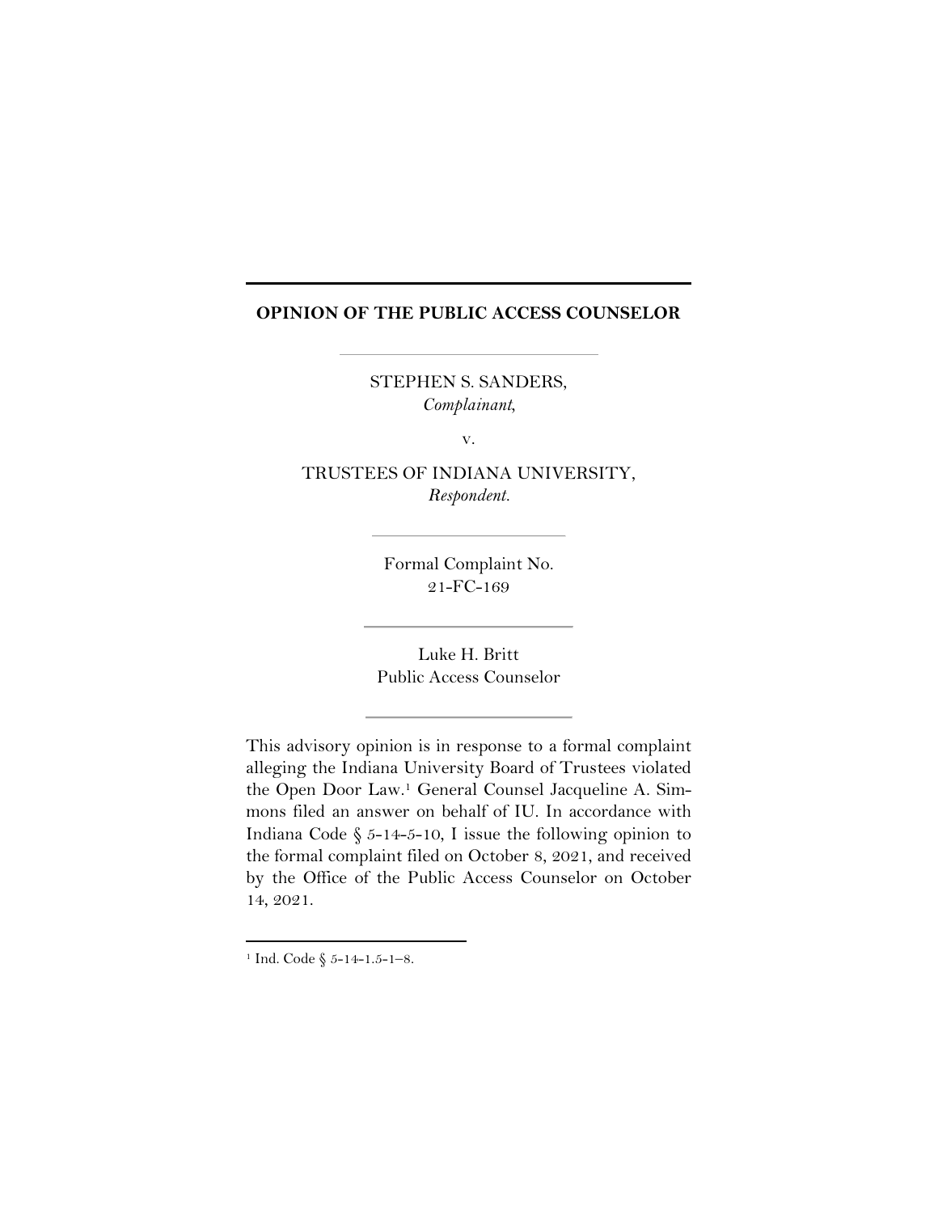## OPINION OF THE PUBLIC ACCESS COUNSELOR

STEPHEN S. SANDERS,
*Complainant*,

v.

TRUSTEES OF INDIANA UNIVERSITY,
*Respondent.*

Formal Complaint No.
21-FC-169

Luke H. Britt
Public Access Counselor

This advisory opinion is in response to a formal complaint alleging the Indiana University Board of Trustees violated the Open Door Law.[1] General Counsel Jacqueline A. Simmons filed an answer on behalf of IU. In accordance with Indiana Code § 5-14-5-10, I issue the following opinion to the formal complaint filed on October 8, 2021, and received by the Office of the Public Access Counselor on October 14, 2021.

[1] Ind. Code § 5-14-1.5-1–8.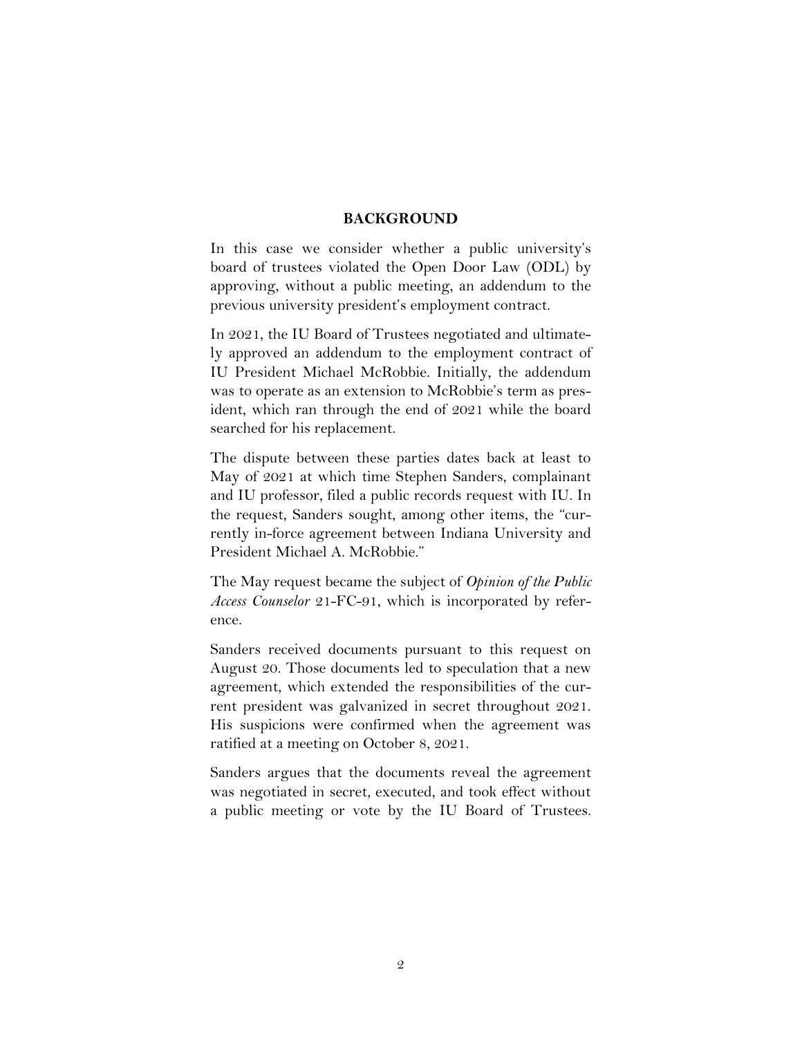## BACKGROUND

In this case we consider whether a public university's board of trustees violated the Open Door Law (ODL) by approving, without a public meeting, an addendum to the previous university president's employment contract.

In 2021, the IU Board of Trustees negotiated and ultimately approved an addendum to the employment contract of IU President Michael McRobbie. Initially, the addendum was to operate as an extension to McRobbie's term as president, which ran through the end of 2021 while the board searched for his replacement.

The dispute between these parties dates back at least to May of 2021 at which time Stephen Sanders, complainant and IU professor, filed a public records request with IU. In the request, Sanders sought, among other items, the "currently in-force agreement between Indiana University and President Michael A. McRobbie."

The May request became the subject of *Opinion of the Public Access Counselor* 21-FC-91, which is incorporated by reference.

Sanders received documents pursuant to this request on August 20. Those documents led to speculation that a new agreement, which extended the responsibilities of the current president was galvanized in secret throughout 2021. His suspicions were confirmed when the agreement was ratified at a meeting on October 8, 2021.

Sanders argues that the documents reveal the agreement was negotiated in secret, executed, and took effect without a public meeting or vote by the IU Board of Trustees.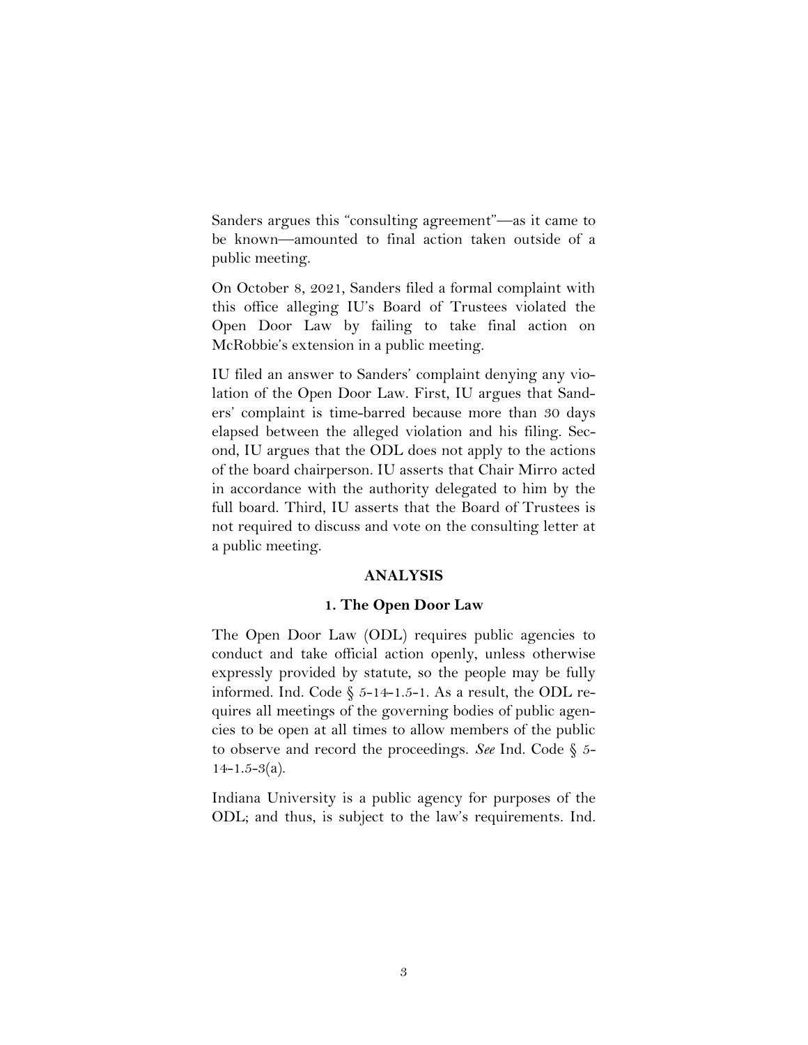Sanders argues this "consulting agreement"—as it came to be known—amounted to final action taken outside of a public meeting.

On October 8, 2021, Sanders filed a formal complaint with this office alleging IU's Board of Trustees violated the Open Door Law by failing to take final action on McRobbie's extension in a public meeting.

IU filed an answer to Sanders' complaint denying any violation of the Open Door Law. First, IU argues that Sanders' complaint is time-barred because more than 30 days elapsed between the alleged violation and his filing. Second, IU argues that the ODL does not apply to the actions of the board chairperson. IU asserts that Chair Mirro acted in accordance with the authority delegated to him by the full board. Third, IU asserts that the Board of Trustees is not required to discuss and vote on the consulting letter at a public meeting.

## ANALYSIS

### 1. The Open Door Law

The Open Door Law (ODL) requires public agencies to conduct and take official action openly, unless otherwise expressly provided by statute, so the people may be fully informed. Ind. Code § 5-14-1.5-1. As a result, the ODL requires all meetings of the governing bodies of public agencies to be open at all times to allow members of the public to observe and record the proceedings. *See* Ind. Code § 5-14-1.5-3(a).

Indiana University is a public agency for purposes of the ODL; and thus, is subject to the law's requirements. Ind.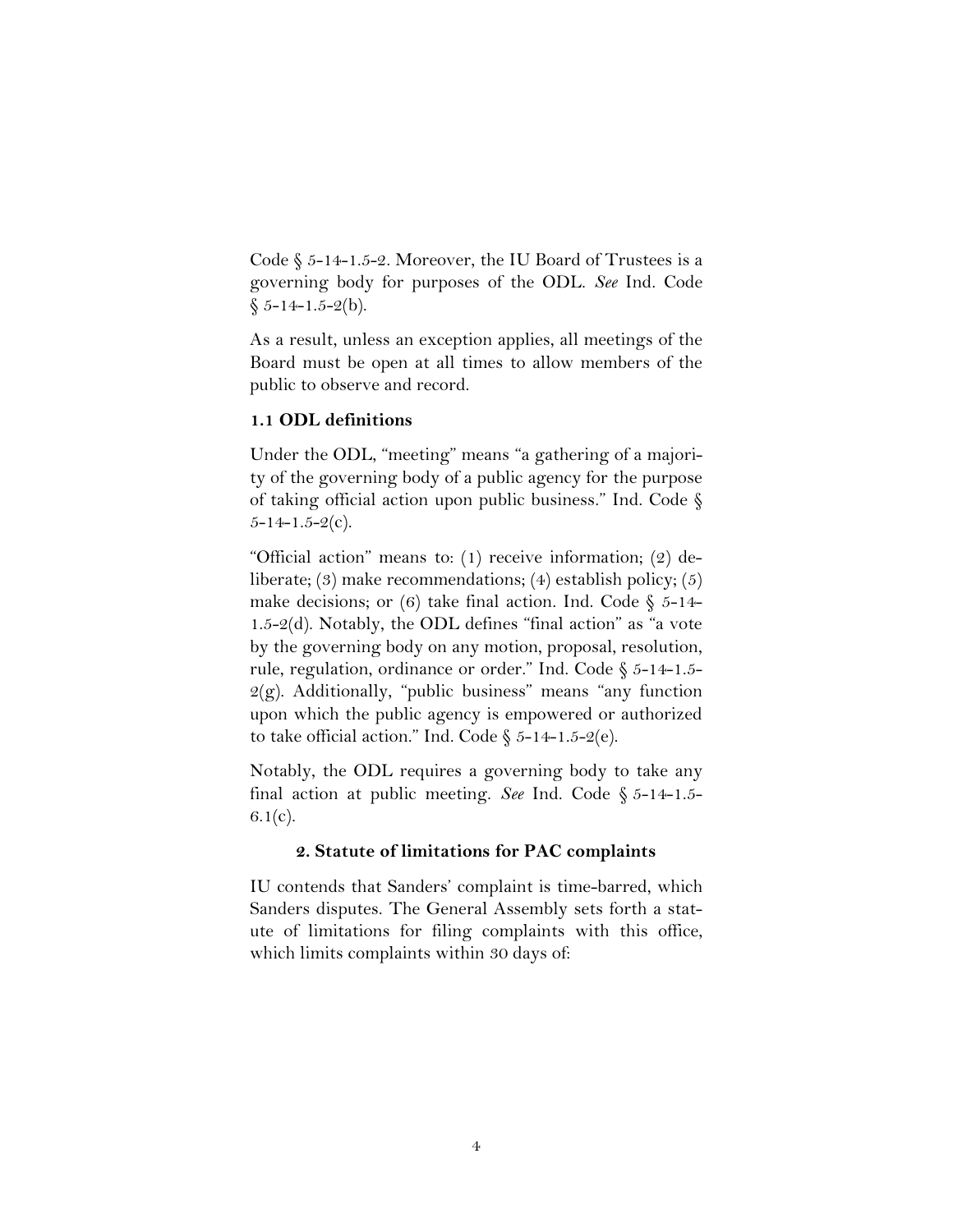Code § 5-14-1.5-2. Moreover, the IU Board of Trustees is a governing body for purposes of the ODL. *See* Ind. Code § 5-14-1.5-2(b).

As a result, unless an exception applies, all meetings of the Board must be open at all times to allow members of the public to observe and record.

### 1.1 ODL definitions

Under the ODL, "meeting" means "a gathering of a majority of the governing body of a public agency for the purpose of taking official action upon public business." Ind. Code § 5-14-1.5-2(c).

"Official action" means to: (1) receive information; (2) deliberate; (3) make recommendations; (4) establish policy; (5) make decisions; or (6) take final action. Ind. Code § 5-14-1.5-2(d). Notably, the ODL defines "final action" as "a vote by the governing body on any motion, proposal, resolution, rule, regulation, ordinance or order." Ind. Code § 5-14-1.5-2(g). Additionally, "public business" means "any function upon which the public agency is empowered or authorized to take official action." Ind. Code § 5-14-1.5-2(e).

Notably, the ODL requires a governing body to take any final action at public meeting. *See* Ind. Code § 5-14-1.5-6.1(c).

## 2. Statute of limitations for PAC complaints

IU contends that Sanders' complaint is time-barred, which Sanders disputes. The General Assembly sets forth a statute of limitations for filing complaints with this office, which limits complaints within 30 days of: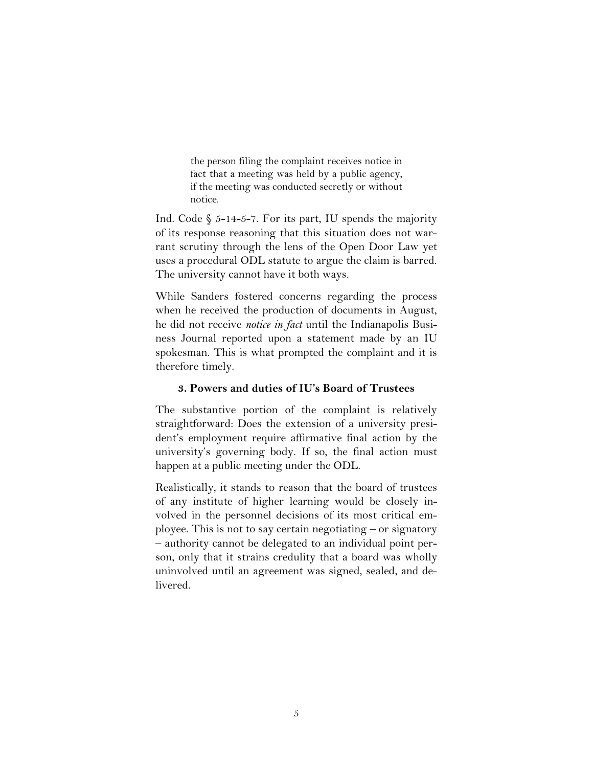> the person filing the complaint receives notice in fact that a meeting was held by a public agency, if the meeting was conducted secretly or without notice.

Ind. Code § 5-14-5-7. For its part, IU spends the majority of its response reasoning that this situation does not warrant scrutiny through the lens of the Open Door Law yet uses a procedural ODL statute to argue the claim is barred. The university cannot have it both ways.

While Sanders fostered concerns regarding the process when he received the production of documents in August, he did not receive *notice in fact* until the Indianapolis Business Journal reported upon a statement made by an IU spokesman. This is what prompted the complaint and it is therefore timely.

### 3. Powers and duties of IU's Board of Trustees

The substantive portion of the complaint is relatively straightforward: Does the extension of a university president's employment require affirmative final action by the university's governing body. If so, the final action must happen at a public meeting under the ODL.

Realistically, it stands to reason that the board of trustees of any institute of higher learning would be closely involved in the personnel decisions of its most critical employee. This is not to say certain negotiating – or signatory – authority cannot be delegated to an individual point person, only that it strains credulity that a board was wholly uninvolved until an agreement was signed, sealed, and delivered.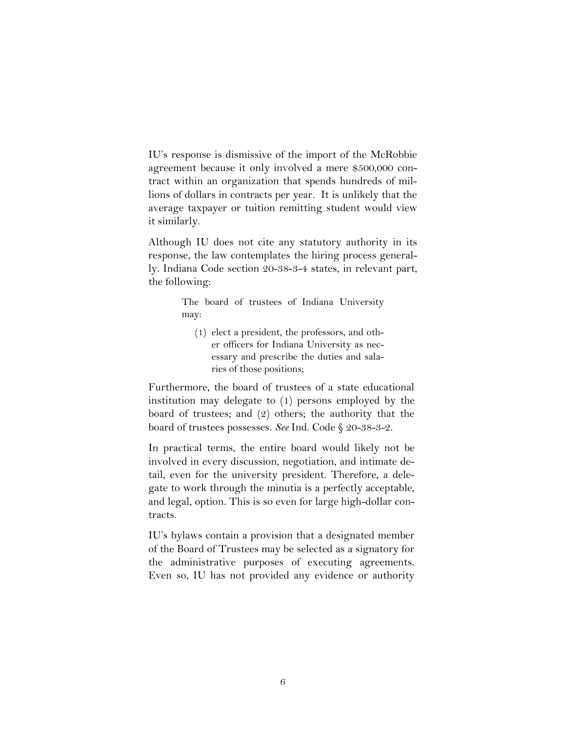IU's response is dismissive of the import of the McRobbie agreement because it only involved a mere $500,000 contract within an organization that spends hundreds of millions of dollars in contracts per year. It is unlikely that the average taxpayer or tuition remitting student would view it similarly.

Although IU does not cite any statutory authority in its response, the law contemplates the hiring process generally. Indiana Code section 20-38-3-4 states, in relevant part, the following:

> The board of trustees of Indiana University may:
>
> (1) elect a president, the professors, and other officers for Indiana University as necessary and prescribe the duties and salaries of those positions;

Furthermore, the board of trustees of a state educational institution may delegate to (1) persons employed by the board of trustees; and (2) others; the authority that the board of trustees possesses. *See* Ind. Code § 20-38-3-2.

In practical terms, the entire board would likely not be involved in every discussion, negotiation, and intimate detail, even for the university president. Therefore, a delegate to work through the minutia is a perfectly acceptable, and legal, option. This is so even for large high-dollar contracts.

IU's bylaws contain a provision that a designated member of the Board of Trustees may be selected as a signatory for the administrative purposes of executing agreements. Even so, IU has not provided any evidence or authority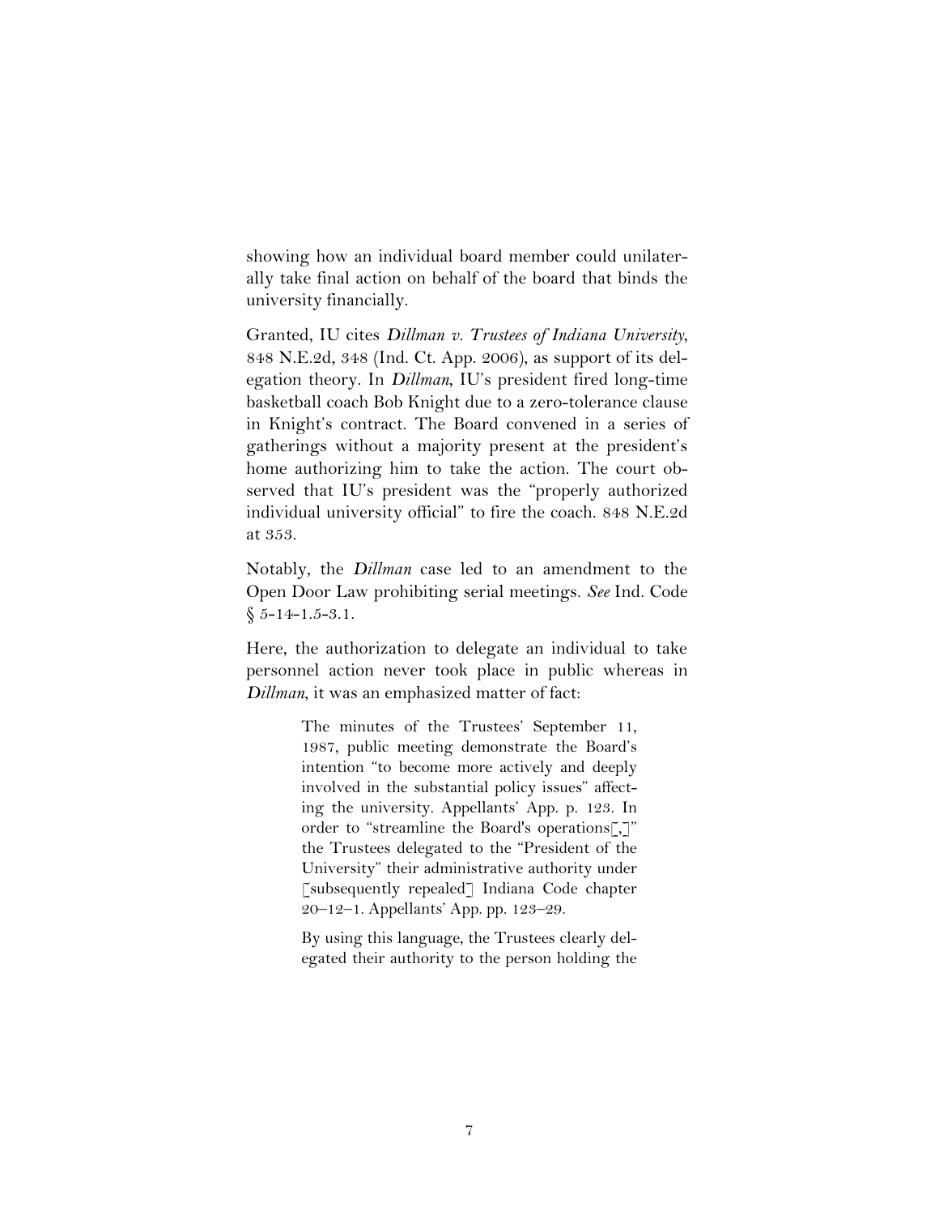showing how an individual board member could unilaterally take final action on behalf of the board that binds the university financially.

Granted, IU cites *Dillman v. Trustees of Indiana University*, 848 N.E.2d, 348 (Ind. Ct. App. 2006), as support of its delegation theory. In *Dillman*, IU's president fired long-time basketball coach Bob Knight due to a zero-tolerance clause in Knight's contract. The Board convened in a series of gatherings without a majority present at the president's home authorizing him to take the action. The court observed that IU's president was the "properly authorized individual university official" to fire the coach. 848 N.E.2d at 353.

Notably, the *Dillman* case led to an amendment to the Open Door Law prohibiting serial meetings. *See* Ind. Code § 5-14-1.5-3.1.

Here, the authorization to delegate an individual to take personnel action never took place in public whereas in *Dillman*, it was an emphasized matter of fact:

> The minutes of the Trustees' September 11, 1987, public meeting demonstrate the Board's intention "to become more actively and deeply involved in the substantial policy issues" affecting the university. Appellants' App. p. 123. In order to "streamline the Board's operations[,]" the Trustees delegated to the "President of the University" their administrative authority under [subsequently repealed] Indiana Code chapter 20–12–1. Appellants' App. pp. 123–29.
>
> By using this language, the Trustees clearly delegated their authority to the person holding the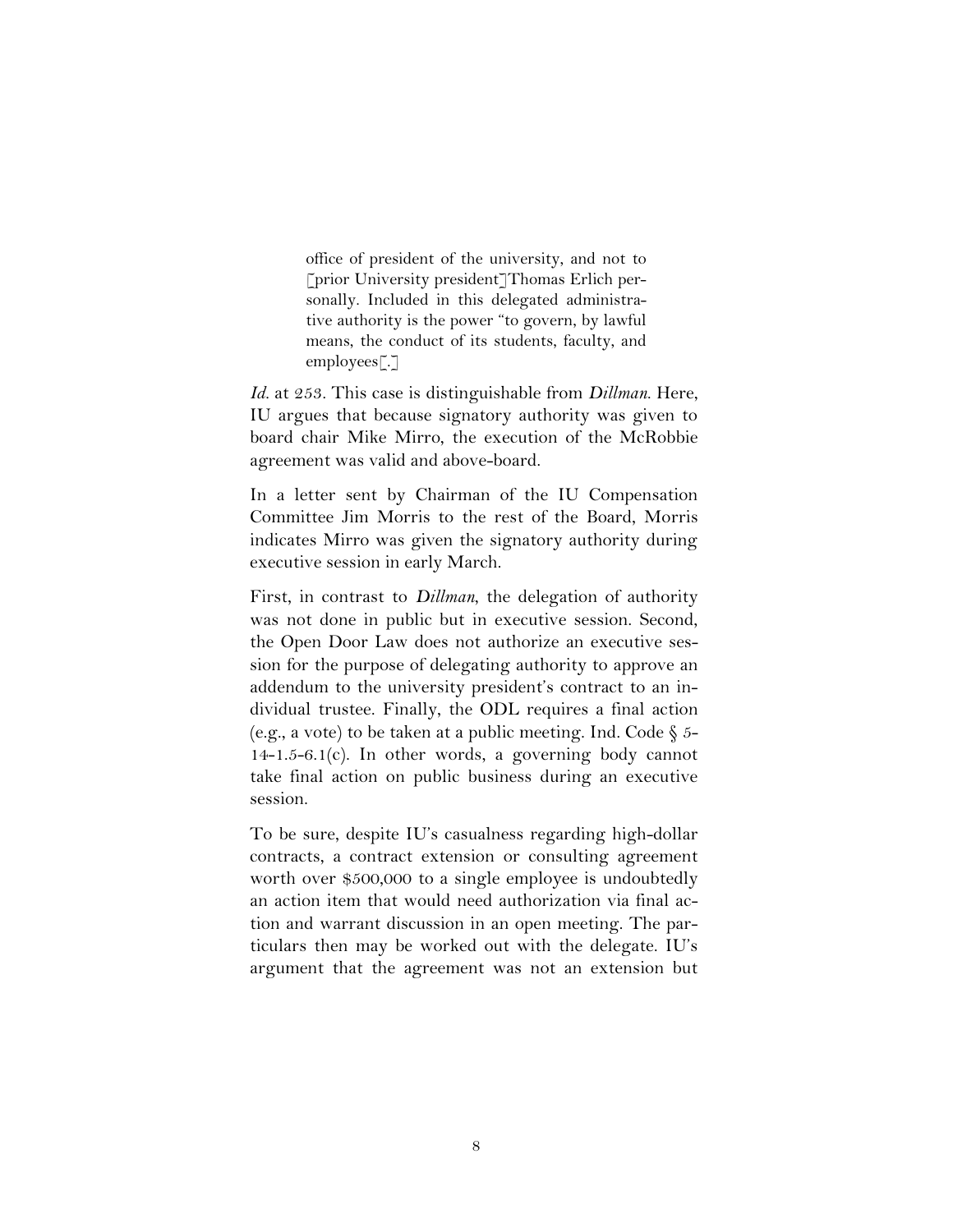> office of president of the university, and not to [prior University president]Thomas Erlich personally. Included in this delegated administrative authority is the power "to govern, by lawful means, the conduct of its students, faculty, and employees[.]

*Id.* at 253. This case is distinguishable from *Dillman*. Here, IU argues that because signatory authority was given to board chair Mike Mirro, the execution of the McRobbie agreement was valid and above-board.

In a letter sent by Chairman of the IU Compensation Committee Jim Morris to the rest of the Board, Morris indicates Mirro was given the signatory authority during executive session in early March.

First, in contrast to *Dillman*, the delegation of authority was not done in public but in executive session. Second, the Open Door Law does not authorize an executive session for the purpose of delegating authority to approve an addendum to the university president's contract to an individual trustee. Finally, the ODL requires a final action (e.g., a vote) to be taken at a public meeting. Ind. Code § 5-14-1.5-6.1(c). In other words, a governing body cannot take final action on public business during an executive session.

To be sure, despite IU's casualness regarding high-dollar contracts, a contract extension or consulting agreement worth over $500,000 to a single employee is undoubtedly an action item that would need authorization via final action and warrant discussion in an open meeting. The particulars then may be worked out with the delegate. IU's argument that the agreement was not an extension but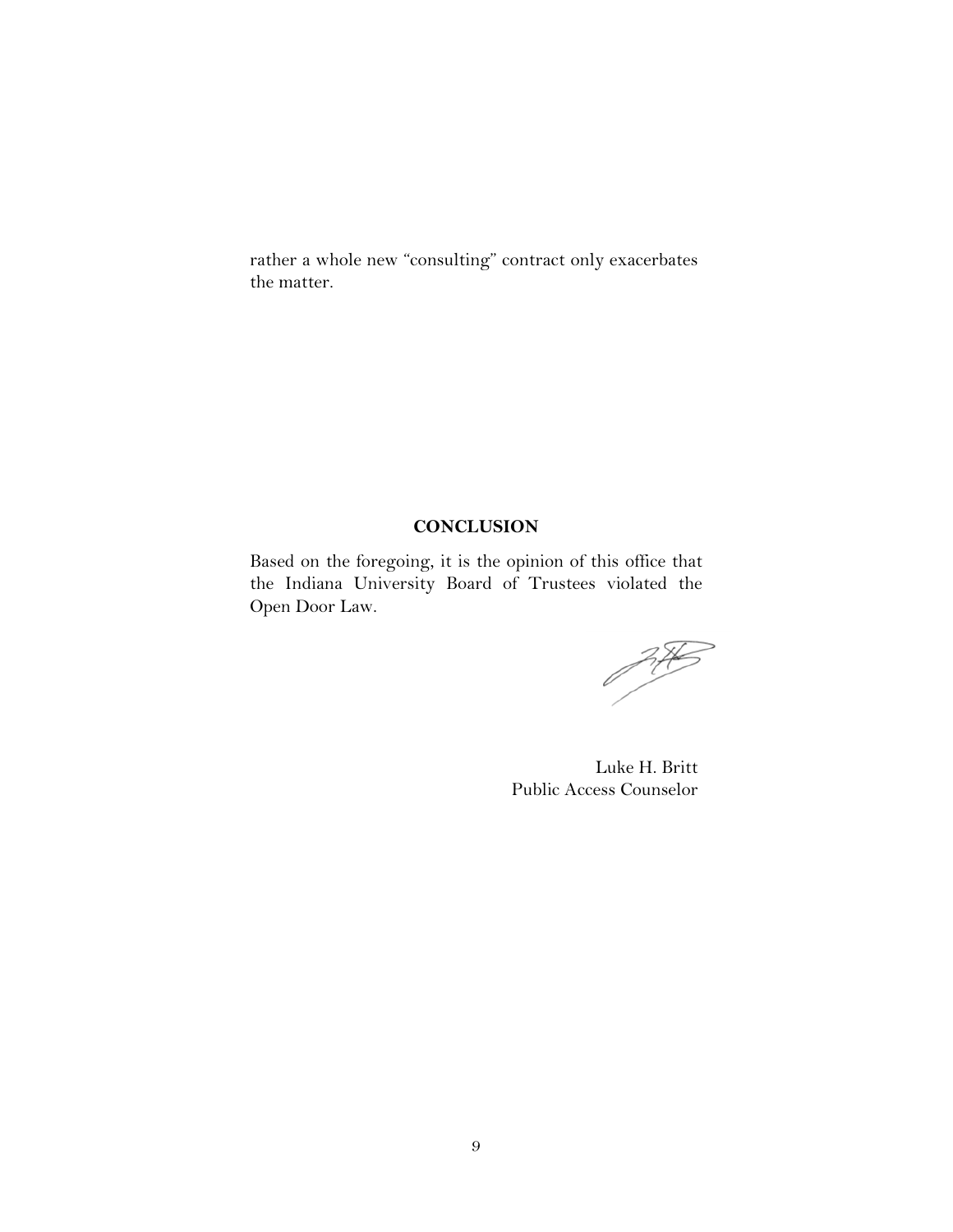rather a whole new "consulting" contract only exacerbates the matter.

## CONCLUSION

Based on the foregoing, it is the opinion of this office that the Indiana University Board of Trustees violated the Open Door Law.

Luke H. Britt
Public Access Counselor